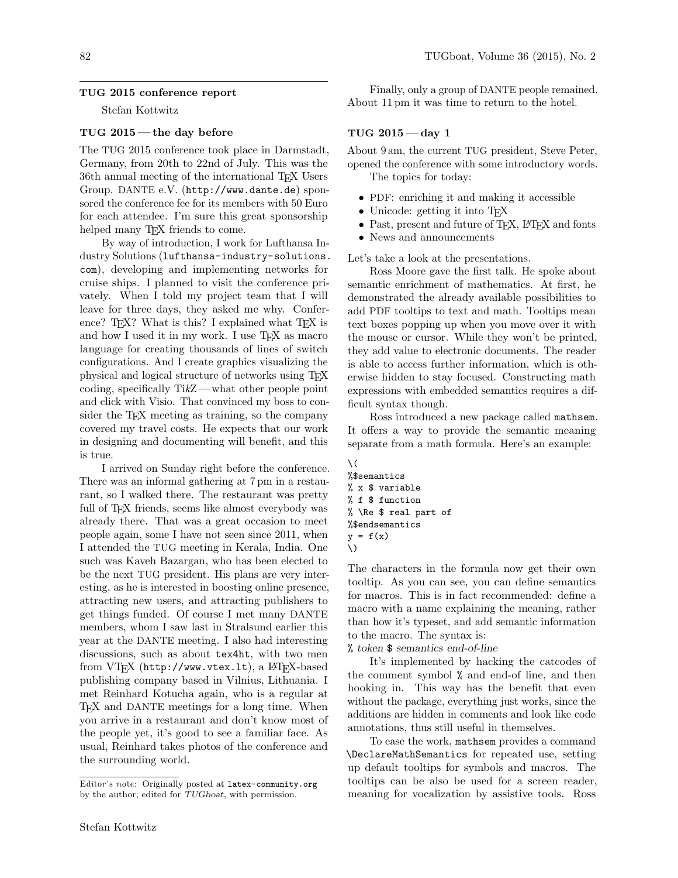## TUG 2015 conference report

Stefan Kottwitz

### TUG 2015 — the day before

The TUG 2015 conference took place in Darmstadt, Germany, from 20th to 22nd of July. This was the 36th annual meeting of the international TeX Users Group. DANTE e.V. (http://www.dante.de) sponsored the conference fee for its members with 50 Euro for each attendee. I'm sure this great sponsorship helped many TeX friends to come.

By way of introduction, I work for Lufthansa Industry Solutions (lufthansa-industry-solutions.com), developing and implementing networks for cruise ships. I planned to visit the conference privately. When I told my project team that I will leave for three days, they asked me why. Conference? TeX? What is this? I explained what TeX is and how I used it in my work. I use TeX as macro language for creating thousands of lines of switch configurations. And I create graphics visualizing the physical and logical structure of networks using TeX coding, specifically TikZ — what other people point and click with Visio. That convinced my boss to consider the TeX meeting as training, so the company covered my travel costs. He expects that our work in designing and documenting will benefit, and this is true.

I arrived on Sunday right before the conference. There was an informal gathering at 7 pm in a restaurant, so I walked there. The restaurant was pretty full of TeX friends, seems like almost everybody was already there. That was a great occasion to meet people again, some I have not seen since 2011, when I attended the TUG meeting in Kerala, India. One such was Kaveh Bazargan, who has been elected to be the next TUG president. His plans are very interesting, as he is interested in boosting online presence, attracting new users, and attracting publishers to get things funded. Of course I met many DANTE members, whom I saw last in Stralsund earlier this year at the DANTE meeting. I also had interesting discussions, such as about tex4ht, with two men from VTeX (http://www.vtex.lt), a LaTeX-based publishing company based in Vilnius, Lithuania. I met Reinhard Kotucha again, who is a regular at TeX and DANTE meetings for a long time. When you arrive in a restaurant and don't know most of the people yet, it's good to see a familiar face. As usual, Reinhard takes photos of the conference and the surrounding world.

Finally, only a group of DANTE people remained. About 11 pm it was time to return to the hotel.

### TUG 2015 — day 1

About 9 am, the current TUG president, Steve Peter, opened the conference with some introductory words.

The topics for today:

- PDF: enriching it and making it accessible
- Unicode: getting it into TeX
- Past, present and future of TeX, LaTeX and fonts
- News and announcements

Let's take a look at the presentations.

Ross Moore gave the first talk. He spoke about semantic enrichment of mathematics. At first, he demonstrated the already available possibilities to add PDF tooltips to text and math. Tooltips mean text boxes popping up when you move over it with the mouse or cursor. While they won't be printed, they add value to electronic documents. The reader is able to access further information, which is otherwise hidden to stay focused. Constructing math expressions with embedded semantics requires a difficult syntax though.

Ross introduced a new package called mathsem. It offers a way to provide the semantic meaning separate from a math formula. Here's an example:

```
\(
%$semantics
% x $ variable
% f $ function
% \Re $ real part of
%$endsemantics
y = f(x)
\)
```

The characters in the formula now get their own tooltip. As you can see, you can define semantics for macros. This is in fact recommended: define a macro with a name explaining the meaning, rather than how it's typeset, and add semantic information to the macro. The syntax is:

% *token* $ *semantics end-of-line*

It's implemented by hacking the catcodes of the comment symbol % and end-of line, and then hooking in. This way has the benefit that even without the package, everything just works, since the additions are hidden in comments and look like code annotations, thus still useful in themselves.

To ease the work, mathsem provides a command \DeclareMathSemantics for repeated use, setting up default tooltips for symbols and macros. The tooltips can be also be used for a screen reader, meaning for vocalization by assistive tools. Ross

Editor's note: Originally posted at latex-community.org by the author; edited for *TUGboat*, with permission.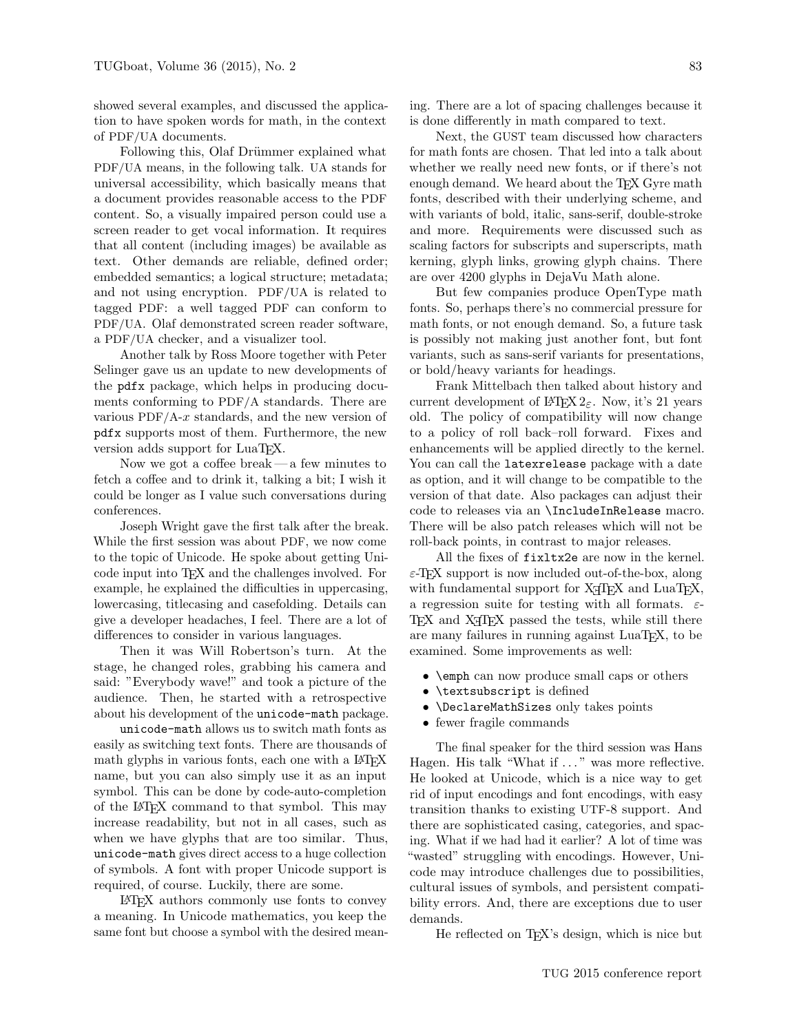showed several examples, and discussed the application to have spoken words for math, in the context of PDF/UA documents.

Following this, Olaf Drümmer explained what PDF/UA means, in the following talk. UA stands for universal accessibility, which basically means that a document provides reasonable access to the PDF content. So, a visually impaired person could use a screen reader to get vocal information. It requires that all content (including images) be available as text. Other demands are reliable, defined order; embedded semantics; a logical structure; metadata; and not using encryption. PDF/UA is related to tagged PDF: a well tagged PDF can conform to PDF/UA. Olaf demonstrated screen reader software, a PDF/UA checker, and a visualizer tool.

Another talk by Ross Moore together with Peter Selinger gave us an update to new developments of the `pdfx` package, which helps in producing documents conforming to PDF/A standards. There are various PDF/A-$x$ standards, and the new version of `pdfx` supports most of them. Furthermore, the new version adds support for LuaTeX.

Now we got a coffee break — a few minutes to fetch a coffee and to drink it, talking a bit; I wish it could be longer as I value such conversations during conferences.

Joseph Wright gave the first talk after the break. While the first session was about PDF, we now come to the topic of Unicode. He spoke about getting Unicode input into TeX and the challenges involved. For example, he explained the difficulties in uppercasing, lowercasing, titlecasing and casefolding. Details can give a developer headaches, I feel. There are a lot of differences to consider in various languages.

Then it was Will Robertson's turn. At the stage, he changed roles, grabbing his camera and said: "Everybody wave!" and took a picture of the audience. Then, he started with a retrospective about his development of the `unicode-math` package.

`unicode-math` allows us to switch math fonts as easily as switching text fonts. There are thousands of math glyphs in various fonts, each one with a LaTeX name, but you can also simply use it as an input symbol. This can be done by code-auto-completion of the LaTeX command to that symbol. This may increase readability, but not in all cases, such as when we have glyphs that are too similar. Thus, `unicode-math` gives direct access to a huge collection of symbols. A font with proper Unicode support is required, of course. Luckily, there are some.

LaTeX authors commonly use fonts to convey a meaning. In Unicode mathematics, you keep the same font but choose a symbol with the desired meaning. There are a lot of spacing challenges because it is done differently in math compared to text.

Next, the GUST team discussed how characters for math fonts are chosen. That led into a talk about whether we really need new fonts, or if there's not enough demand. We heard about the TeX Gyre math fonts, described with their underlying scheme, and with variants of bold, italic, sans-serif, double-stroke and more. Requirements were discussed such as scaling factors for subscripts and superscripts, math kerning, glyph links, growing glyph chains. There are over 4200 glyphs in DejaVu Math alone.

But few companies produce OpenType math fonts. So, perhaps there's no commercial pressure for math fonts, or not enough demand. So, a future task is possibly not making just another font, but font variants, such as sans-serif variants for presentations, or bold/heavy variants for headings.

Frank Mittelbach then talked about history and current development of LaTeX $2_\varepsilon$. Now, it's 21 years old. The policy of compatibility will now change to a policy of roll back–roll forward. Fixes and enhancements will be applied directly to the kernel. You can call the `latexrelease` package with a date as option, and it will change to be compatible to the version of that date. Also packages can adjust their code to releases via an `\IncludeInRelease` macro. There will be also patch releases which will not be roll-back points, in contrast to major releases.

All the fixes of `fixltx2e` are now in the kernel. $\varepsilon$-TeX support is now included out-of-the-box, along with fundamental support for XeTeX and LuaTeX, a regression suite for testing with all formats. $\varepsilon$-TeX and XeTeX passed the tests, while still there are many failures in running against LuaTeX, to be examined. Some improvements as well:

- `\emph` can now produce small caps or others
- `\textsubscript` is defined
- `\DeclareMathSizes` only takes points
- fewer fragile commands

The final speaker for the third session was Hans Hagen. His talk "What if ..." was more reflective. He looked at Unicode, which is a nice way to get rid of input encodings and font encodings, with easy transition thanks to existing UTF-8 support. And there are sophisticated casing, categories, and spacing. What if we had had it earlier? A lot of time was "wasted" struggling with encodings. However, Unicode may introduce challenges due to possibilities, cultural issues of symbols, and persistent compatibility errors. And, there are exceptions due to user demands.

He reflected on TeX's design, which is nice but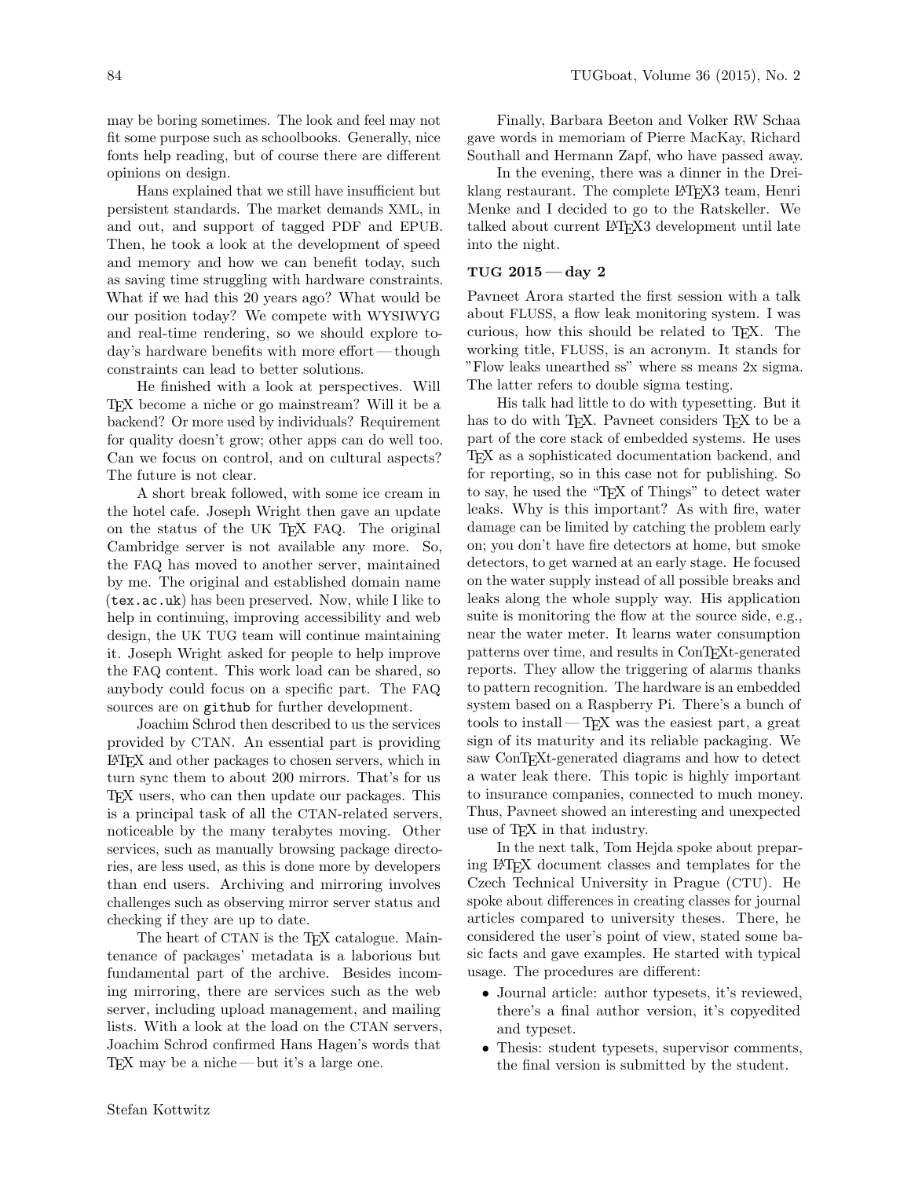may be boring sometimes. The look and feel may not fit some purpose such as schoolbooks. Generally, nice fonts help reading, but of course there are different opinions on design.

Hans explained that we still have insufficient but persistent standards. The market demands XML, in and out, and support of tagged PDF and EPUB. Then, he took a look at the development of speed and memory and how we can benefit today, such as saving time struggling with hardware constraints. What if we had this 20 years ago? What would be our position today? We compete with WYSIWYG and real-time rendering, so we should explore today's hardware benefits with more effort — though constraints can lead to better solutions.

He finished with a look at perspectives. Will TeX become a niche or go mainstream? Will it be a backend? Or more used by individuals? Requirement for quality doesn't grow; other apps can do well too. Can we focus on control, and on cultural aspects? The future is not clear.

A short break followed, with some ice cream in the hotel cafe. Joseph Wright then gave an update on the status of the UK TeX FAQ. The original Cambridge server is not available any more. So, the FAQ has moved to another server, maintained by me. The original and established domain name (`tex.ac.uk`) has been preserved. Now, while I like to help in continuing, improving accessibility and web design, the UK TUG team will continue maintaining it. Joseph Wright asked for people to help improve the FAQ content. This work load can be shared, so anybody could focus on a specific part. The FAQ sources are on `github` for further development.

Joachim Schrod then described to us the services provided by CTAN. An essential part is providing LaTeX and other packages to chosen servers, which in turn sync them to about 200 mirrors. That's for us TeX users, who can then update our packages. This is a principal task of all the CTAN-related servers, noticeable by the many terabytes moving. Other services, such as manually browsing package directories, are less used, as this is done more by developers than end users. Archiving and mirroring involves challenges such as observing mirror server status and checking if they are up to date.

The heart of CTAN is the TeX catalogue. Maintenance of packages' metadata is a laborious but fundamental part of the archive. Besides incoming mirroring, there are services such as the web server, including upload management, and mailing lists. With a look at the load on the CTAN servers, Joachim Schrod confirmed Hans Hagen's words that TeX may be a niche — but it's a large one.

Finally, Barbara Beeton and Volker RW Schaa gave words in memoriam of Pierre MacKay, Richard Southall and Hermann Zapf, who have passed away.

In the evening, there was a dinner in the Dreiklang restaurant. The complete LaTeX3 team, Henri Menke and I decided to go to the Ratskeller. We talked about current LaTeX3 development until late into the night.

### TUG 2015 — day 2

Pavneet Arora started the first session with a talk about FLUSS, a flow leak monitoring system. I was curious, how this should be related to TeX. The working title, FLUSS, is an acronym. It stands for "Flow leaks unearthed ss" where ss means 2x sigma. The latter refers to double sigma testing.

His talk had little to do with typesetting. But it has to do with TeX. Pavneet considers TeX to be a part of the core stack of embedded systems. He uses TeX as a sophisticated documentation backend, and for reporting, so in this case not for publishing. So to say, he used the "TeX of Things" to detect water leaks. Why is this important? As with fire, water damage can be limited by catching the problem early on; you don't have fire detectors at home, but smoke detectors, to get warned at an early stage. He focused on the water supply instead of all possible breaks and leaks along the whole supply way. His application suite is monitoring the flow at the source side, e.g., near the water meter. It learns water consumption patterns over time, and results in ConTeXt-generated reports. They allow the triggering of alarms thanks to pattern recognition. The hardware is an embedded system based on a Raspberry Pi. There's a bunch of tools to install — TeX was the easiest part, a great sign of its maturity and its reliable packaging. We saw ConTeXt-generated diagrams and how to detect a water leak there. This topic is highly important to insurance companies, connected to much money. Thus, Pavneet showed an interesting and unexpected use of TeX in that industry.

In the next talk, Tom Hejda spoke about preparing LaTeX document classes and templates for the Czech Technical University in Prague (CTU). He spoke about differences in creating classes for journal articles compared to university theses. There, he considered the user's point of view, stated some basic facts and gave examples. He started with typical usage. The procedures are different:

- Journal article: author typesets, it's reviewed, there's a final author version, it's copyedited and typeset.
- Thesis: student typesets, supervisor comments, the final version is submitted by the student.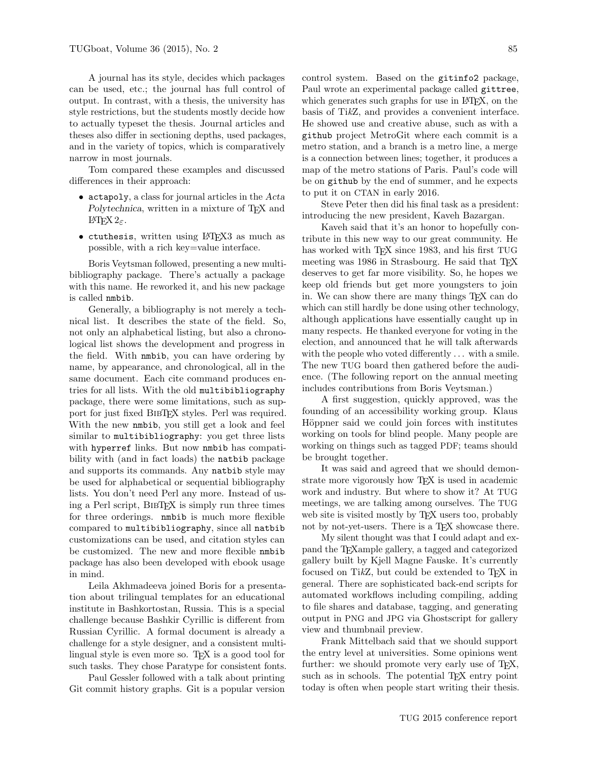A journal has its style, decides which packages can be used, etc.; the journal has full control of output. In contrast, with a thesis, the university has style restrictions, but the students mostly decide how to actually typeset the thesis. Journal articles and theses also differ in sectioning depths, used packages, and in the variety of topics, which is comparatively narrow in most journals.

Tom compared these examples and discussed differences in their approach:

- `actapoly`, a class for journal articles in the *Acta Polytechnica*, written in a mixture of TeX and LaTeX 2ε.
- `ctuthesis`, written using LaTeX3 as much as possible, with a rich key=value interface.

Boris Veytsman followed, presenting a new multibibliography package. There's actually a package with this name. He reworked it, and his new package is called `nmbib`.

Generally, a bibliography is not merely a technical list. It describes the state of the field. So, not only an alphabetical listing, but also a chronological list shows the development and progress in the field. With `nmbib`, you can have ordering by name, by appearance, and chronological, all in the same document. Each cite command produces entries for all lists. With the old `multibibliography` package, there were some limitations, such as support for just fixed BibTeX styles. Perl was required. With the new `nmbib`, you still get a look and feel similar to `multibibliography`: you get three lists with `hyperref` links. But now `nmbib` has compatibility with (and in fact loads) the `natbib` package and supports its commands. Any `natbib` style may be used for alphabetical or sequential bibliography lists. You don't need Perl any more. Instead of using a Perl script, BibTeX is simply run three times for three orderings. `nmbib` is much more flexible compared to `multibibliography`, since all `natbib` customizations can be used, and citation styles can be customized. The new and more flexible `nmbib` package has also been developed with ebook usage in mind.

Leila Akhmadeeva joined Boris for a presentation about trilingual templates for an educational institute in Bashkortostan, Russia. This is a special challenge because Bashkir Cyrillic is different from Russian Cyrillic. A formal document is already a challenge for a style designer, and a consistent multilingual style is even more so. TeX is a good tool for such tasks. They chose Paratype for consistent fonts.

Paul Gessler followed with a talk about printing Git commit history graphs. Git is a popular version control system. Based on the `gitinfo2` package, Paul wrote an experimental package called `gittree`, which generates such graphs for use in LaTeX, on the basis of TikZ, and provides a convenient interface. He showed use and creative abuse, such as with a `github` project MetroGit where each commit is a metro station, and a branch is a metro line, a merge is a connection between lines; together, it produces a map of the metro stations of Paris. Paul's code will be on `github` by the end of summer, and he expects to put it on CTAN in early 2016.

Steve Peter then did his final task as a president: introducing the new president, Kaveh Bazargan.

Kaveh said that it's an honor to hopefully contribute in this new way to our great community. He has worked with TeX since 1983, and his first TUG meeting was 1986 in Strasbourg. He said that TeX deserves to get far more visibility. So, he hopes we keep old friends but get more youngsters to join in. We can show there are many things TeX can do which can still hardly be done using other technology, although applications have essentially caught up in many respects. He thanked everyone for voting in the election, and announced that he will talk afterwards with the people who voted differently ... with a smile. The new TUG board then gathered before the audience. (The following report on the annual meeting includes contributions from Boris Veytsman.)

A first suggestion, quickly approved, was the founding of an accessibility working group. Klaus Höppner said we could join forces with institutes working on tools for blind people. Many people are working on things such as tagged PDF; teams should be brought together.

It was said and agreed that we should demonstrate more vigorously how TeX is used in academic work and industry. But where to show it? At TUG meetings, we are talking among ourselves. The TUG web site is visited mostly by TeX users too, probably not by not-yet-users. There is a TeX showcase there.

My silent thought was that I could adapt and expand the TeXample gallery, a tagged and categorized gallery built by Kjell Magne Fauske. It's currently focused on TikZ, but could be extended to TeX in general. There are sophisticated back-end scripts for automated workflows including compiling, adding to file shares and database, tagging, and generating output in PNG and JPG via Ghostscript for gallery view and thumbnail preview.

Frank Mittelbach said that we should support the entry level at universities. Some opinions went further: we should promote very early use of TeX, such as in schools. The potential TeX entry point today is often when people start writing their thesis.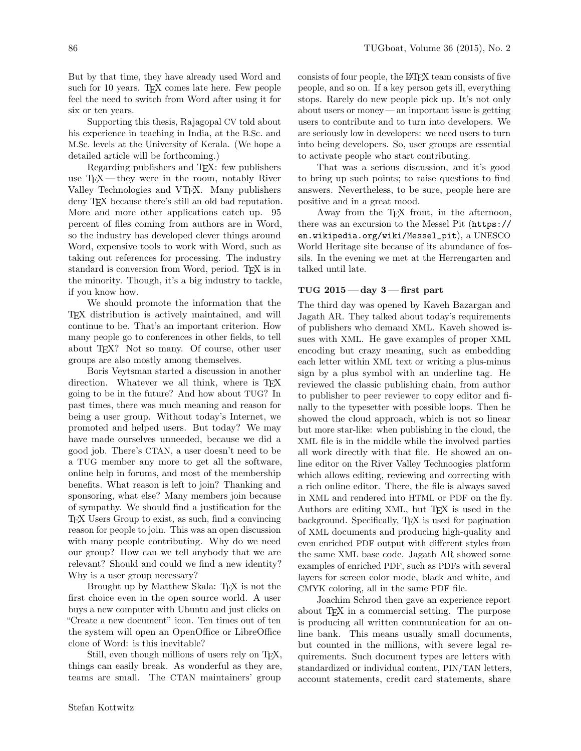But by that time, they have already used Word and such for 10 years. TEX comes late here. Few people feel the need to switch from Word after using it for six or ten years.

Supporting this thesis, Rajagopal CV told about his experience in teaching in India, at the B.Sc. and M.Sc. levels at the University of Kerala. (We hope a detailed article will be forthcoming.)

Regarding publishers and TEX: few publishers use TEX — they were in the room, notably River Valley Technologies and VTEX. Many publishers deny TEX because there's still an old bad reputation. More and more other applications catch up. 95 percent of files coming from authors are in Word, so the industry has developed clever things around Word, expensive tools to work with Word, such as taking out references for processing. The industry standard is conversion from Word, period. TEX is in the minority. Though, it's a big industry to tackle, if you know how.

We should promote the information that the TEX distribution is actively maintained, and will continue to be. That's an important criterion. How many people go to conferences in other fields, to tell about TEX? Not so many. Of course, other user groups are also mostly among themselves.

Boris Veytsman started a discussion in another direction. Whatever we all think, where is TEX going to be in the future? And how about TUG? In past times, there was much meaning and reason for being a user group. Without today's Internet, we promoted and helped users. But today? We may have made ourselves unneeded, because we did a good job. There's CTAN, a user doesn't need to be a TUG member any more to get all the software, online help in forums, and most of the membership benefits. What reason is left to join? Thanking and sponsoring, what else? Many members join because of sympathy. We should find a justification for the TEX Users Group to exist, as such, find a convincing reason for people to join. This was an open discussion with many people contributing. Why do we need our group? How can we tell anybody that we are relevant? Should and could we find a new identity? Why is a user group necessary?

Brought up by Matthew Skala: TEX is not the first choice even in the open source world. A user buys a new computer with Ubuntu and just clicks on "Create a new document" icon. Ten times out of ten the system will open an OpenOffice or LibreOffice clone of Word: is this inevitable?

Still, even though millions of users rely on TEX, things can easily break. As wonderful as they are, teams are small. The CTAN maintainers' group consists of four people, the LATEX team consists of five people, and so on. If a key person gets ill, everything stops. Rarely do new people pick up. It's not only about users or money — an important issue is getting users to contribute and to turn into developers. We are seriously low in developers: we need users to turn into being developers. So, user groups are essential to activate people who start contributing.

That was a serious discussion, and it's good to bring up such points; to raise questions to find answers. Nevertheless, to be sure, people here are positive and in a great mood.

Away from the TEX front, in the afternoon, there was an excursion to the Messel Pit (`https://en.wikipedia.org/wiki/Messel_pit`), a UNESCO World Heritage site because of its abundance of fossils. In the evening we met at the Herrengarten and talked until late.

### TUG 2015 — day 3 — first part

The third day was opened by Kaveh Bazargan and Jagath AR. They talked about today's requirements of publishers who demand XML. Kaveh showed issues with XML. He gave examples of proper XML encoding but crazy meaning, such as embedding each letter within XML text or writing a plus-minus sign by a plus symbol with an underline tag. He reviewed the classic publishing chain, from author to publisher to peer reviewer to copy editor and finally to the typesetter with possible loops. Then he showed the cloud approach, which is not so linear but more star-like: when publishing in the cloud, the XML file is in the middle while the involved parties all work directly with that file. He showed an online editor on the River Valley Technoogies platform which allows editing, reviewing and correcting with a rich online editor. There, the file is always saved in XML and rendered into HTML or PDF on the fly. Authors are editing XML, but TEX is used in the background. Specifically, TEX is used for pagination of XML documents and producing high-quality and even enriched PDF output with different styles from the same XML base code. Jagath AR showed some examples of enriched PDF, such as PDFs with several layers for screen color mode, black and white, and CMYK coloring, all in the same PDF file.

Joachim Schrod then gave an experience report about TEX in a commercial setting. The purpose is producing all written communication for an online bank. This means usually small documents, but counted in the millions, with severe legal requirements. Such document types are letters with standardized or individual content, PIN/TAN letters, account statements, credit card statements, share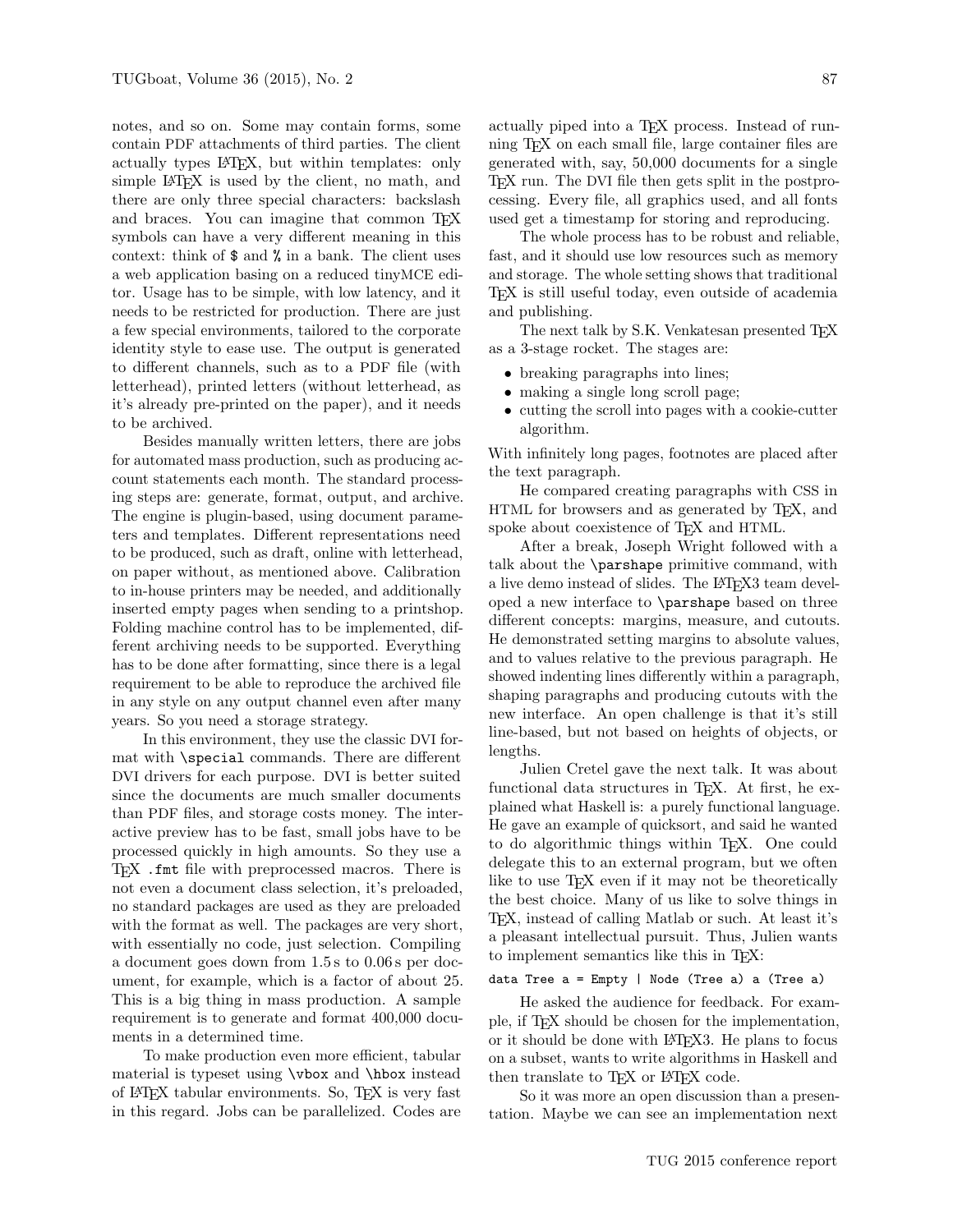notes, and so on. Some may contain forms, some contain PDF attachments of third parties. The client actually types LaTeX, but within templates: only simple LaTeX is used by the client, no math, and there are only three special characters: backslash and braces. You can imagine that common TeX symbols can have a very different meaning in this context: think of `$` and `%` in a bank. The client uses a web application basing on a reduced tinyMCE editor. Usage has to be simple, with low latency, and it needs to be restricted for production. There are just a few special environments, tailored to the corporate identity style to ease use. The output is generated to different channels, such as to a PDF file (with letterhead), printed letters (without letterhead, as it's already pre-printed on the paper), and it needs to be archived.

Besides manually written letters, there are jobs for automated mass production, such as producing account statements each month. The standard processing steps are: generate, format, output, and archive. The engine is plugin-based, using document parameters and templates. Different representations need to be produced, such as draft, online with letterhead, on paper without, as mentioned above. Calibration to in-house printers may be needed, and additionally inserted empty pages when sending to a printshop. Folding machine control has to be implemented, different archiving needs to be supported. Everything has to be done after formatting, since there is a legal requirement to be able to reproduce the archived file in any style on any output channel even after many years. So you need a storage strategy.

In this environment, they use the classic DVI format with `\special` commands. There are different DVI drivers for each purpose. DVI is better suited since the documents are much smaller documents than PDF files, and storage costs money. The interactive preview has to be fast, small jobs have to be processed quickly in high amounts. So they use a TeX `.fmt` file with preprocessed macros. There is not even a document class selection, it's preloaded, no standard packages are used as they are preloaded with the format as well. The packages are very short, with essentially no code, just selection. Compiling a document goes down from 1.5 s to 0.06 s per document, for example, which is a factor of about 25. This is a big thing in mass production. A sample requirement is to generate and format 400,000 documents in a determined time.

To make production even more efficient, tabular material is typeset using `\vbox` and `\hbox` instead of LaTeX tabular environments. So, TeX is very fast in this regard. Jobs can be parallelized. Codes are actually piped into a TeX process. Instead of running TeX on each small file, large container files are generated with, say, 50,000 documents for a single TeX run. The DVI file then gets split in the postprocessing. Every file, all graphics used, and all fonts used get a timestamp for storing and reproducing.

The whole process has to be robust and reliable, fast, and it should use low resources such as memory and storage. The whole setting shows that traditional TeX is still useful today, even outside of academia and publishing.

The next talk by S.K. Venkatesan presented TeX as a 3-stage rocket. The stages are:

- breaking paragraphs into lines;
- making a single long scroll page;
- cutting the scroll into pages with a cookie-cutter algorithm.

With infinitely long pages, footnotes are placed after the text paragraph.

He compared creating paragraphs with CSS in HTML for browsers and as generated by TeX, and spoke about coexistence of TeX and HTML.

After a break, Joseph Wright followed with a talk about the `\parshape` primitive command, with a live demo instead of slides. The LaTeX3 team developed a new interface to `\parshape` based on three different concepts: margins, measure, and cutouts. He demonstrated setting margins to absolute values, and to values relative to the previous paragraph. He showed indenting lines differently within a paragraph, shaping paragraphs and producing cutouts with the new interface. An open challenge is that it's still line-based, but not based on heights of objects, or lengths.

Julien Cretel gave the next talk. It was about functional data structures in TeX. At first, he explained what Haskell is: a purely functional language. He gave an example of quicksort, and said he wanted to do algorithmic things within TeX. One could delegate this to an external program, but we often like to use TeX even if it may not be theoretically the best choice. Many of us like to solve things in TeX, instead of calling Matlab or such. At least it's a pleasant intellectual pursuit. Thus, Julien wants to implement semantics like this in TeX:

```
data Tree a = Empty | Node (Tree a) a (Tree a)
```

He asked the audience for feedback. For example, if TeX should be chosen for the implementation, or it should be done with LaTeX3. He plans to focus on a subset, wants to write algorithms in Haskell and then translate to TeX or LaTeX code.

So it was more an open discussion than a presentation. Maybe we can see an implementation next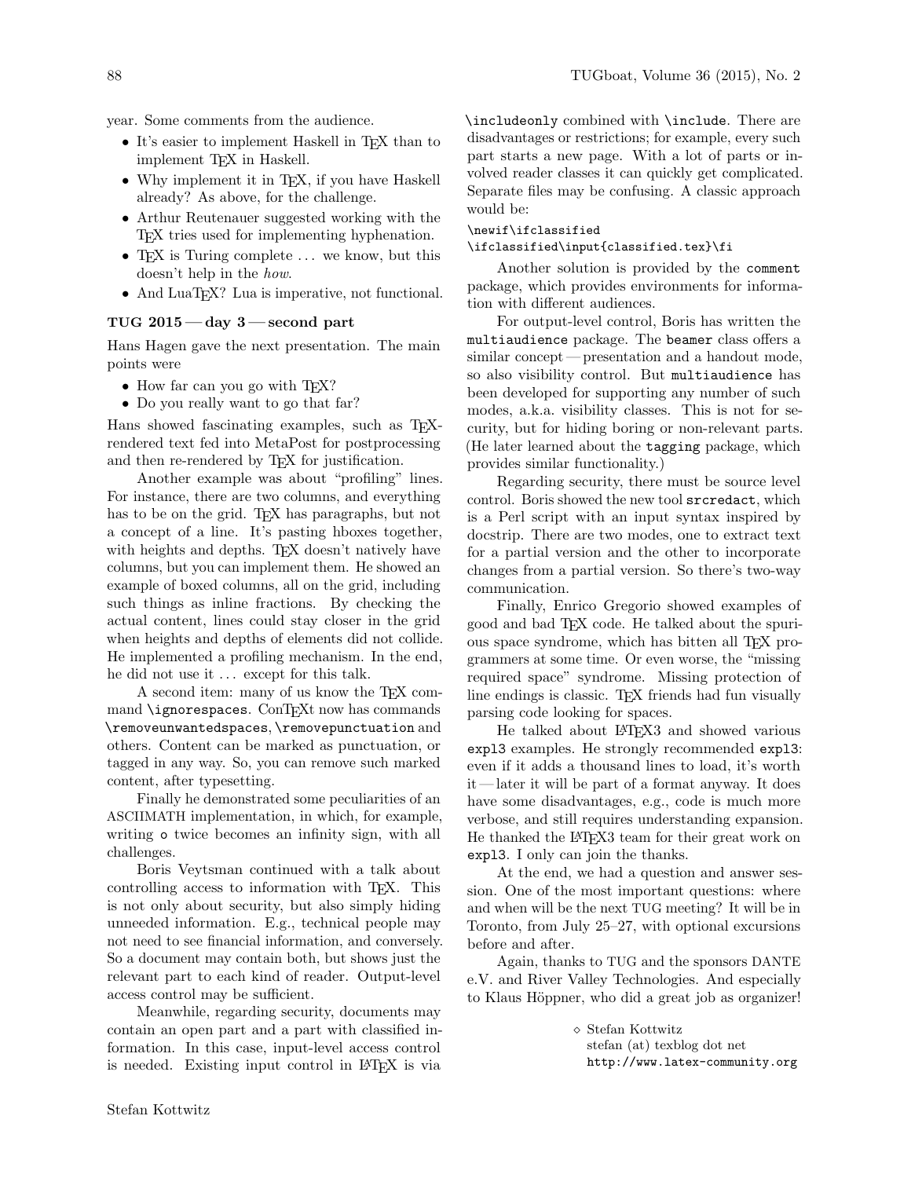year. Some comments from the audience.

- It's easier to implement Haskell in TEX than to implement TEX in Haskell.
- Why implement it in TEX, if you have Haskell already? As above, for the challenge.
- Arthur Reutenauer suggested working with the TEX tries used for implementing hyphenation.
- TEX is Turing complete ... we know, but this doesn't help in the *how*.
- And LuaTEX? Lua is imperative, not functional.

### TUG 2015 — day 3 — second part

Hans Hagen gave the next presentation. The main points were

- How far can you go with TEX?
- Do you really want to go that far?

Hans showed fascinating examples, such as TEX-rendered text fed into MetaPost for postprocessing and then re-rendered by TEX for justification.

Another example was about "profiling" lines. For instance, there are two columns, and everything has to be on the grid. TEX has paragraphs, but not a concept of a line. It's pasting hboxes together, with heights and depths. TEX doesn't natively have columns, but you can implement them. He showed an example of boxed columns, all on the grid, including such things as inline fractions. By checking the actual content, lines could stay closer in the grid when heights and depths of elements did not collide. He implemented a profiling mechanism. In the end, he did not use it ... except for this talk.

A second item: many of us know the TEX command `\ignorespaces`. ConTEXt now has commands `\removeunwantedspaces`, `\removepunctuation` and others. Content can be marked as punctuation, or tagged in any way. So, you can remove such marked content, after typesetting.

Finally he demonstrated some peculiarities of an ASCIIMATH implementation, in which, for example, writing `o` twice becomes an infinity sign, with all challenges.

Boris Veytsman continued with a talk about controlling access to information with TEX. This is not only about security, but also simply hiding unneeded information. E.g., technical people may not need to see financial information, and conversely. So a document may contain both, but shows just the relevant part to each kind of reader. Output-level access control may be sufficient.

Meanwhile, regarding security, documents may contain an open part and a part with classified information. In this case, input-level access control is needed. Existing input control in LATEX is via `\includeonly` combined with `\include`. There are disadvantages or restrictions; for example, every such part starts a new page. With a lot of parts or involved reader classes it can quickly get complicated. Separate files may be confusing. A classic approach would be:

```
\newif\ifclassified
\ifclassified\input{classified.tex}\fi
```

Another solution is provided by the `comment` package, which provides environments for information with different audiences.

For output-level control, Boris has written the `multiaudience` package. The `beamer` class offers a similar concept — presentation and a handout mode, so also visibility control. But `multiaudience` has been developed for supporting any number of such modes, a.k.a. visibility classes. This is not for security, but for hiding boring or non-relevant parts. (He later learned about the `tagging` package, which provides similar functionality.)

Regarding security, there must be source level control. Boris showed the new tool `srcredact`, which is a Perl script with an input syntax inspired by docstrip. There are two modes, one to extract text for a partial version and the other to incorporate changes from a partial version. So there's two-way communication.

Finally, Enrico Gregorio showed examples of good and bad TEX code. He talked about the spurious space syndrome, which has bitten all TEX programmers at some time. Or even worse, the "missing required space" syndrome. Missing protection of line endings is classic. TEX friends had fun visually parsing code looking for spaces.

He talked about LATEX3 and showed various `expl3` examples. He strongly recommended `expl3`: even if it adds a thousand lines to load, it's worth it — later it will be part of a format anyway. It does have some disadvantages, e.g., code is much more verbose, and still requires understanding expansion. He thanked the LATEX3 team for their great work on `expl3`. I only can join the thanks.

At the end, we had a question and answer session. One of the most important questions: where and when will be the next TUG meeting? It will be in Toronto, from July 25–27, with optional excursions before and after.

Again, thanks to TUG and the sponsors DANTE e.V. and River Valley Technologies. And especially to Klaus Höppner, who did a great job as organizer!

◇ Stefan Kottwitz
stefan (at) texblog dot net
http://www.latex-community.org